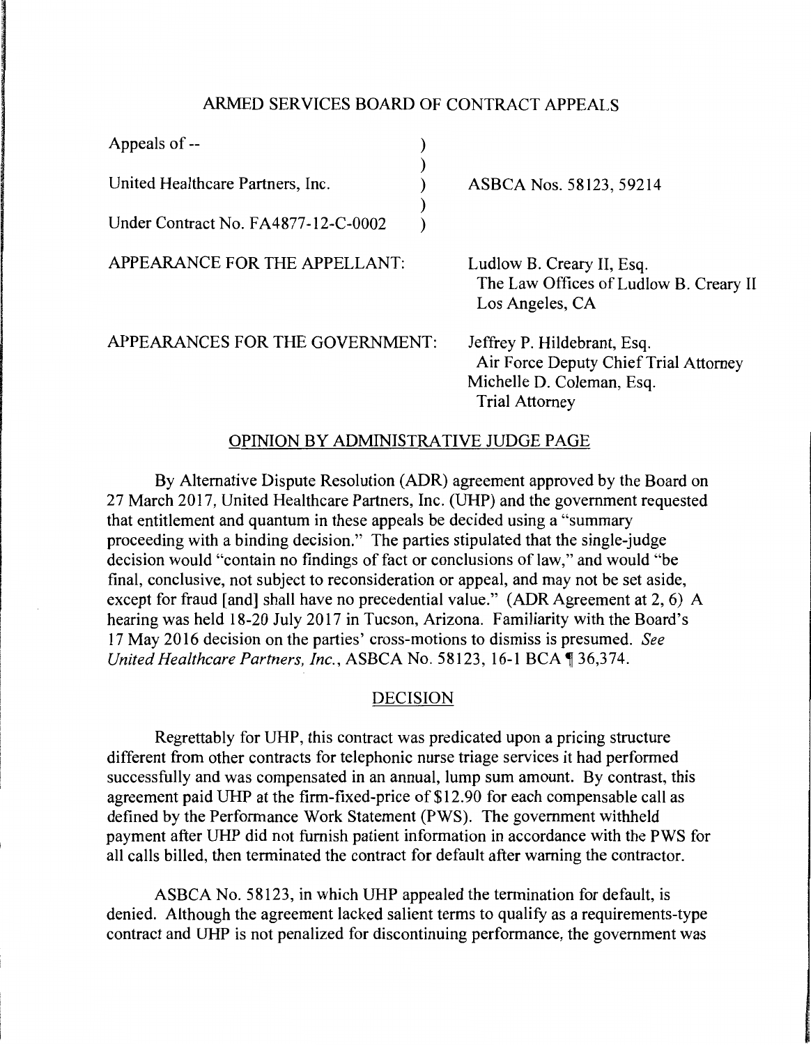ARMED SERVICES BOARD OF CONTRACT APPEALS

| | |
|---|---|
| Appeals of -- | |
| United Healthcare Partners, Inc. | ASBCA Nos. 58123, 59214 |
| Under Contract No. FA4877-12-C-0002 | |

APPEARANCE FOR THE APPELLANT: Ludlow B. Creary II, Esq.
The Law Offices of Ludlow B. Creary II
Los Angeles, CA

APPEARANCES FOR THE GOVERNMENT: Jeffrey P. Hildebrant, Esq.
Air Force Deputy Chief Trial Attorney
Michelle D. Coleman, Esq.
Trial Attorney

OPINION BY ADMINISTRATIVE JUDGE PAGE

By Alternative Dispute Resolution (ADR) agreement approved by the Board on 27 March 2017, United Healthcare Partners, Inc. (UHP) and the government requested that entitlement and quantum in these appeals be decided using a "summary proceeding with a binding decision." The parties stipulated that the single-judge decision would "contain no findings of fact or conclusions of law," and would "be final, conclusive, not subject to reconsideration or appeal, and may not be set aside, except for fraud [and] shall have no precedential value." (ADR Agreement at 2, 6) A hearing was held 18-20 July 2017 in Tucson, Arizona. Familiarity with the Board's 17 May 2016 decision on the parties' cross-motions to dismiss is presumed. *See United Healthcare Partners, Inc.*, ASBCA No. 58123, 16-1 BCA ¶ 36,374.

DECISION

Regrettably for UHP, this contract was predicated upon a pricing structure different from other contracts for telephonic nurse triage services it had performed successfully and was compensated in an annual, lump sum amount. By contrast, this agreement paid UHP at the firm-fixed-price of $12.90 for each compensable call as defined by the Performance Work Statement (PWS). The government withheld payment after UHP did not furnish patient information in accordance with the PWS for all calls billed, then terminated the contract for default after warning the contractor.

ASBCA No. 58123, in which UHP appealed the termination for default, is denied. Although the agreement lacked salient terms to qualify as a requirements-type contract and UHP is not penalized for discontinuing performance, the government was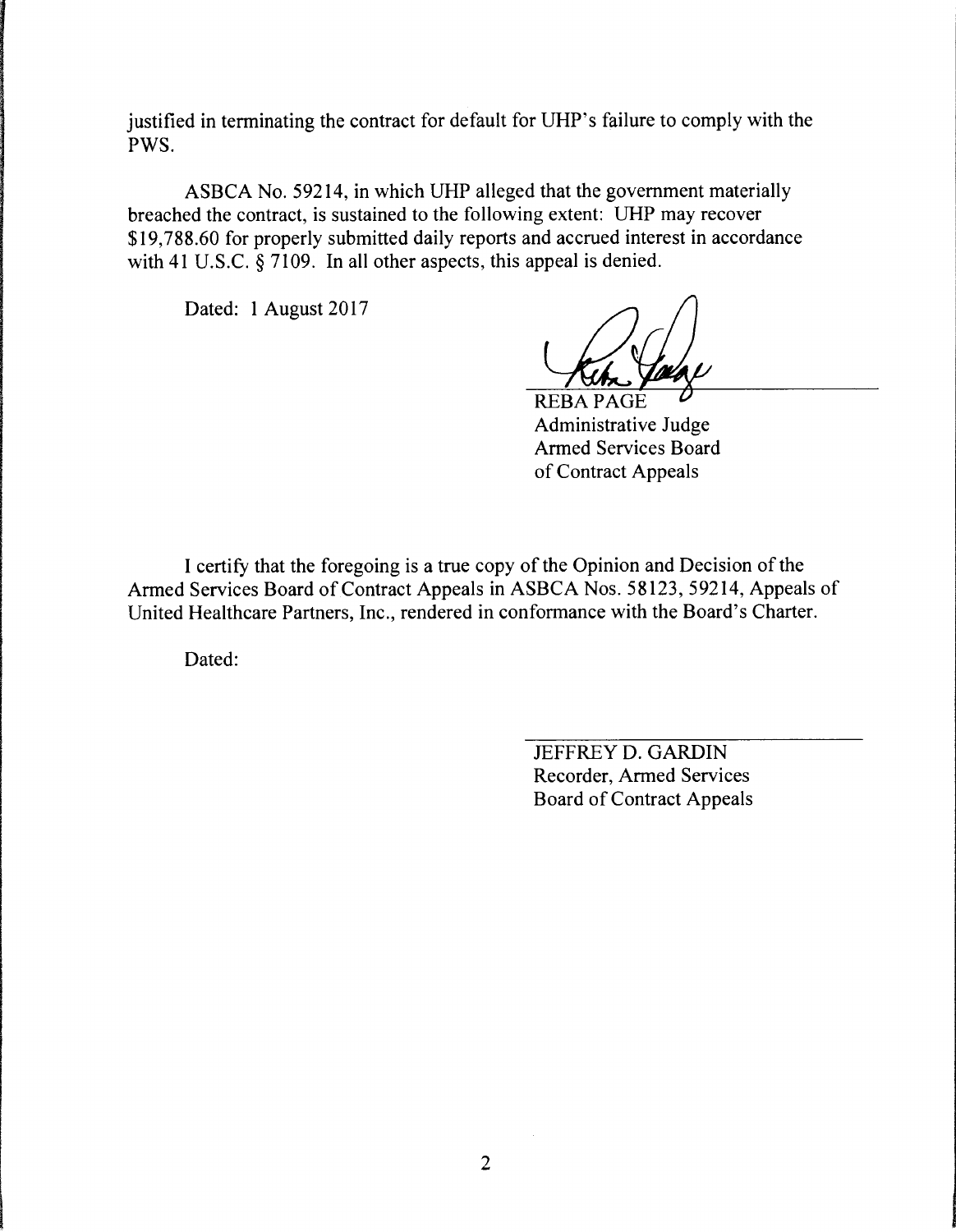justified in terminating the contract for default for UHP's failure to comply with the PWS.

ASBCA No. 59214, in which UHP alleged that the government materially breached the contract, is sustained to the following extent: UHP may recover $19,788.60 for properly submitted daily reports and accrued interest in accordance with 41 U.S.C. § 7109. In all other aspects, this appeal is denied.

Dated: 1 August 2017

REBA PAGE
Administrative Judge
Armed Services Board
of Contract Appeals

I certify that the foregoing is a true copy of the Opinion and Decision of the Armed Services Board of Contract Appeals in ASBCA Nos. 58123, 59214, Appeals of United Healthcare Partners, Inc., rendered in conformance with the Board's Charter.

Dated:

JEFFREY D. GARDIN
Recorder, Armed Services
Board of Contract Appeals